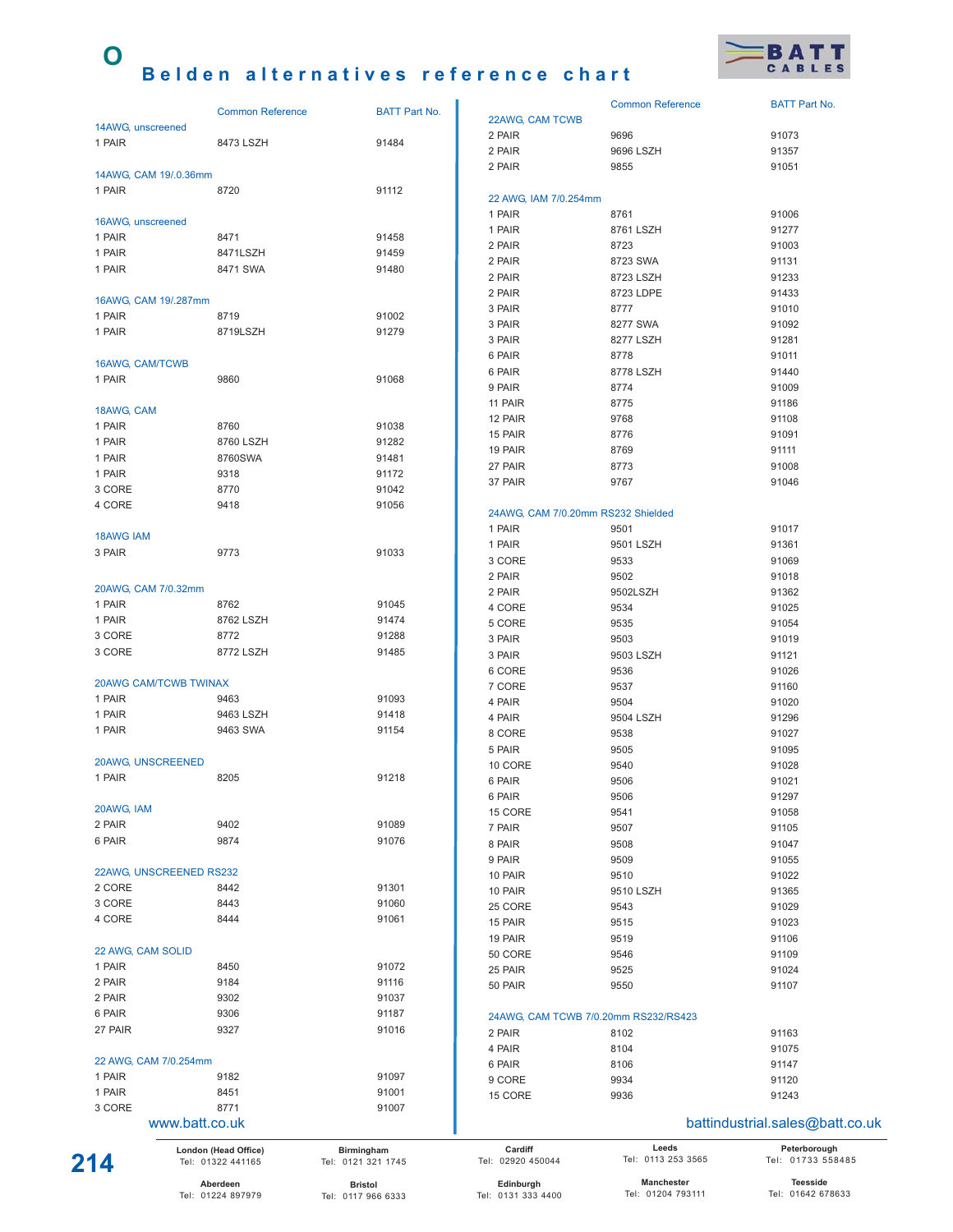# Belden alternatives reference chart

| | Common Reference | BATT Part No. |
|---|---|---|
| **14AWG, unscreened** | | |
| 1 PAIR | 8473 LSZH | 91484 |
| **14AWG, CAM 19/.0.36mm** | | |
| 1 PAIR | 8720 | 91112 |
| **16AWG, unscreened** | | |
| 1 PAIR | 8471 | 91458 |
| 1 PAIR | 8471LSZH | 91459 |
| 1 PAIR | 8471 SWA | 91480 |
| **16AWG, CAM 19/.287mm** | | |
| 1 PAIR | 8719 | 91002 |
| 1 PAIR | 8719LSZH | 91279 |
| **16AWG, CAM/TCWB** | | |
| 1 PAIR | 9860 | 91068 |
| **18AWG, CAM** | | |
| 1 PAIR | 8760 | 91038 |
| 1 PAIR | 8760 LSZH | 91282 |
| 1 PAIR | 8760SWA | 91481 |
| 1 PAIR | 9318 | 91172 |
| 3 CORE | 8770 | 91042 |
| 4 CORE | 9418 | 91056 |
| **18AWG IAM** | | |
| 3 PAIR | 9773 | 91033 |
| **20AWG, CAM 7/0.32mm** | | |
| 1 PAIR | 8762 | 91045 |
| 1 PAIR | 8762 LSZH | 91474 |
| 3 CORE | 8772 | 91288 |
| 3 CORE | 8772 LSZH | 91485 |
| **20AWG CAM/TCWB TWINAX** | | |
| 1 PAIR | 9463 | 91093 |
| 1 PAIR | 9463 LSZH | 91418 |
| 1 PAIR | 9463 SWA | 91154 |
| **20AWG, UNSCREENED** | | |
| 1 PAIR | 8205 | 91218 |
| **20AWG, IAM** | | |
| 2 PAIR | 9402 | 91089 |
| 6 PAIR | 9874 | 91076 |
| **22AWG, UNSCREENED RS232** | | |
| 2 CORE | 8442 | 91301 |
| 3 CORE | 8443 | 91060 |
| 4 CORE | 8444 | 91061 |
| **22 AWG, CAM SOLID** | | |
| 1 PAIR | 8450 | 91072 |
| 2 PAIR | 9184 | 91116 |
| 2 PAIR | 9302 | 91037 |
| 6 PAIR | 9306 | 91187 |
| 27 PAIR | 9327 | 91016 |
| **22 AWG, CAM 7/0.254mm** | | |
| 1 PAIR | 9182 | 91097 |
| 1 PAIR | 8451 | 91001 |
| 3 CORE | 8771 | 91007 |
| **22AWG, CAM TCWB** | | |
| 2 PAIR | 9696 | 91073 |
| 2 PAIR | 9696 LSZH | 91357 |
| 2 PAIR | 9855 | 91051 |
| **22 AWG, IAM 7/0.254mm** | | |
| 1 PAIR | 8761 | 91006 |
| 1 PAIR | 8761 LSZH | 91277 |
| 2 PAIR | 8723 | 91003 |
| 2 PAIR | 8723 SWA | 91131 |
| 2 PAIR | 8723 LSZH | 91233 |
| 2 PAIR | 8723 LDPE | 91433 |
| 3 PAIR | 8777 | 91010 |
| 3 PAIR | 8277 SWA | 91092 |
| 3 PAIR | 8277 LSZH | 91281 |
| 6 PAIR | 8778 | 91011 |
| 6 PAIR | 8778 LSZH | 91440 |
| 9 PAIR | 8774 | 91009 |
| 11 PAIR | 8775 | 91186 |
| 12 PAIR | 9768 | 91108 |
| 15 PAIR | 8776 | 91091 |
| 19 PAIR | 8769 | 91111 |
| 27 PAIR | 8773 | 91008 |
| 37 PAIR | 9767 | 91046 |
| **24AWG, CAM 7/0.20mm RS232 Shielded** | | |
| 1 PAIR | 9501 | 91017 |
| 1 PAIR | 9501 LSZH | 91361 |
| 3 CORE | 9533 | 91069 |
| 2 PAIR | 9502 | 91018 |
| 2 PAIR | 9502LSZH | 91362 |
| 4 CORE | 9534 | 91025 |
| 5 CORE | 9535 | 91054 |
| 3 PAIR | 9503 | 91019 |
| 3 PAIR | 9503 LSZH | 91121 |
| 6 CORE | 9536 | 91026 |
| 7 CORE | 9537 | 91160 |
| 4 PAIR | 9504 | 91020 |
| 4 PAIR | 9504 LSZH | 91296 |
| 8 CORE | 9538 | 91027 |
| 5 PAIR | 9505 | 91095 |
| 10 CORE | 9540 | 91028 |
| 6 PAIR | 9506 | 91021 |
| 6 PAIR | 9506 | 91297 |
| 15 CORE | 9541 | 91058 |
| 7 PAIR | 9507 | 91105 |
| 8 PAIR | 9508 | 91047 |
| 9 PAIR | 9509 | 91055 |
| 10 PAIR | 9510 | 91022 |
| 10 PAIR | 9510 LSZH | 91365 |
| 25 CORE | 9543 | 91029 |
| 15 PAIR | 9515 | 91023 |
| 19 PAIR | 9519 | 91106 |
| 50 CORE | 9546 | 91109 |
| 25 PAIR | 9525 | 91024 |
| 50 PAIR | 9550 | 91107 |
| **24AWG, CAM TCWB 7/0.20mm RS232/RS423** | | |
| 2 PAIR | 8102 | 91163 |
| 4 PAIR | 8104 | 91075 |
| 6 PAIR | 8106 | 91147 |
| 9 CORE | 9934 | 91120 |
| 15 CORE | 9936 | 91243 |

www.batt.co.uk

battindustrial.sales@batt.co.uk

| | | | | |
|---|---|---|---|---|
| **London (Head Office)** Tel: 01322 441165 | **Birmingham** Tel: 0121 321 1745 | **Cardiff** Tel: 02920 450044 | **Leeds** Tel: 0113 253 3565 | **Peterborough** Tel: 01733 558485 |
| **Aberdeen** Tel: 01224 897979 | **Bristol** Tel: 0117 966 6333 | **Edinburgh** Tel: 0131 333 4400 | **Manchester** Tel: 01204 793111 | **Teesside** Tel: 01642 678633 |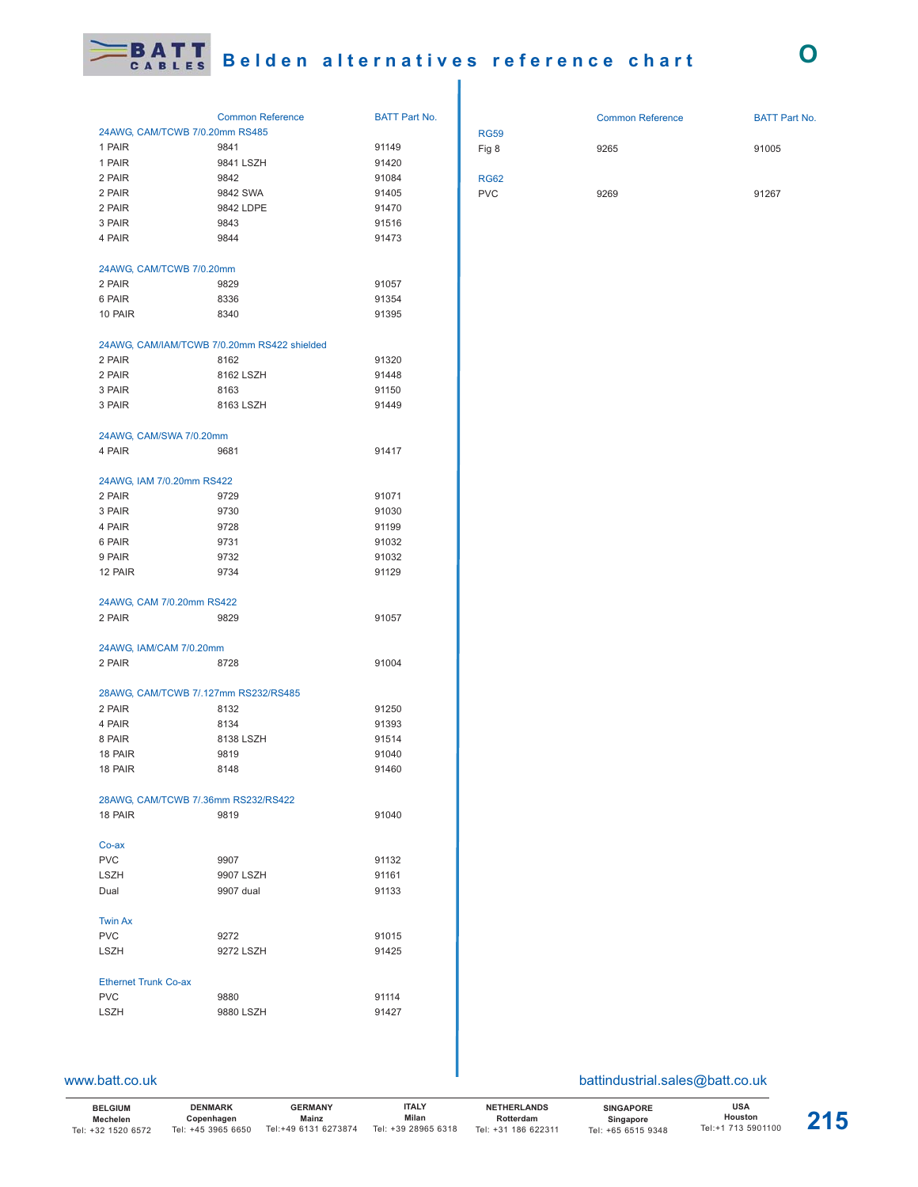# Belden alternatives reference chart

| | Common Reference | BATT Part No. |
|---|---|---|
| **24AWG, CAM/TCWB 7/0.20mm RS485** | | |
| 1 PAIR | 9841 | 91149 |
| 1 PAIR | 9841 LSZH | 91420 |
| 2 PAIR | 9842 | 91084 |
| 2 PAIR | 9842 SWA | 91405 |
| 2 PAIR | 9842 LDPE | 91470 |
| 3 PAIR | 9843 | 91516 |
| 4 PAIR | 9844 | 91473 |
| **24AWG, CAM/TCWB 7/0.20mm** | | |
| 2 PAIR | 9829 | 91057 |
| 6 PAIR | 8336 | 91354 |
| 10 PAIR | 8340 | 91395 |
| **24AWG, CAM/IAM/TCWB 7/0.20mm RS422 shielded** | | |
| 2 PAIR | 8162 | 91320 |
| 2 PAIR | 8162 LSZH | 91448 |
| 3 PAIR | 8163 | 91150 |
| 3 PAIR | 8163 LSZH | 91449 |
| **24AWG, CAM/SWA 7/0.20mm** | | |
| 4 PAIR | 9681 | 91417 |
| **24AWG, IAM 7/0.20mm RS422** | | |
| 2 PAIR | 9729 | 91071 |
| 3 PAIR | 9730 | 91030 |
| 4 PAIR | 9728 | 91199 |
| 6 PAIR | 9731 | 91032 |
| 9 PAIR | 9732 | 91032 |
| 12 PAIR | 9734 | 91129 |
| **24AWG, CAM 7/0.20mm RS422** | | |
| 2 PAIR | 9829 | 91057 |
| **24AWG, IAM/CAM 7/0.20mm** | | |
| 2 PAIR | 8728 | 91004 |
| **28AWG, CAM/TCWB 7/.127mm RS232/RS485** | | |
| 2 PAIR | 8132 | 91250 |
| 4 PAIR | 8134 | 91393 |
| 8 PAIR | 8138 LSZH | 91514 |
| 18 PAIR | 9819 | 91040 |
| 18 PAIR | 8148 | 91460 |
| **28AWG, CAM/TCWB 7/.36mm RS232/RS422** | | |
| 18 PAIR | 9819 | 91040 |
| **Co-ax** | | |
| PVC | 9907 | 91132 |
| LSZH | 9907 LSZH | 91161 |
| Dual | 9907 dual | 91133 |
| **Twin Ax** | | |
| PVC | 9272 | 91015 |
| LSZH | 9272 LSZH | 91425 |
| **Ethernet Trunk Co-ax** | | |
| PVC | 9880 | 91114 |
| LSZH | 9880 LSZH | 91427 |

| | Common Reference | BATT Part No. |
|---|---|---|
| **RG59** | | |
| Fig 8 | 9265 | 91005 |
| **RG62** | | |
| PVC | 9269 | 91267 |

www.batt.co.uk

battindustrial.sales@batt.co.uk

| BELGIUM | DENMARK | GERMANY | ITALY | NETHERLANDS | SINGAPORE | USA |
|---|---|---|---|---|---|---|
| Mechelen | Copenhagen | Mainz | Milan | Rotterdam | Singapore | Houston |
| Tel: +32 1520 6572 | Tel: +45 3965 6650 | Tel:+49 6131 6273874 | Tel: +39 28965 6318 | Tel: +31 186 622311 | Tel: +65 6515 9348 | Tel:+1 713 5901100 |